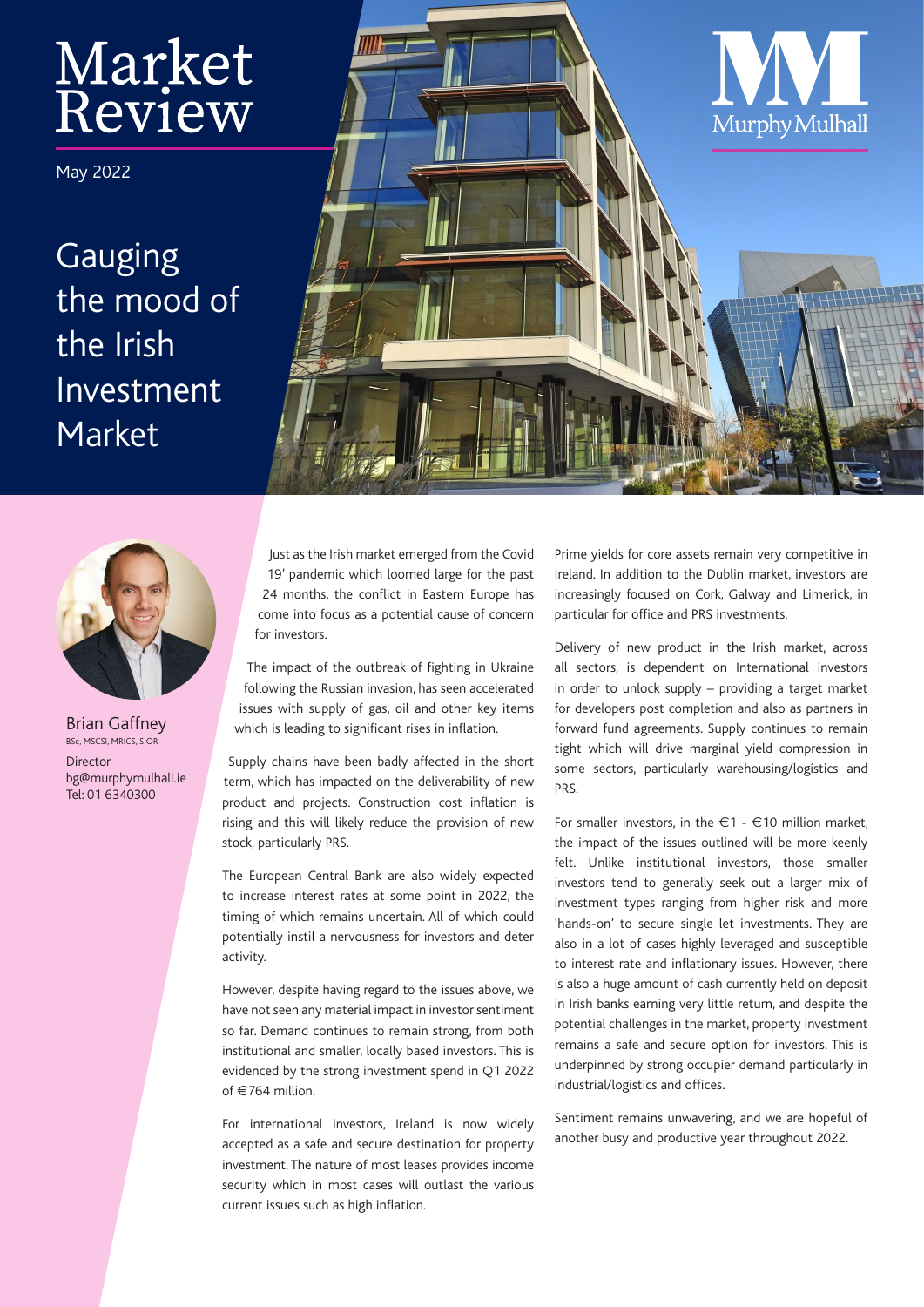# Market Review

May 2022

## Gauging the mood of the Irish Investment Market

Brian Gaffney
BSc, MSCSI, MRICS, SIOR
Director
bg@murphymulhall.ie
Tel: 01 6340300

Just as the Irish market emerged from the Covid 19' pandemic which loomed large for the past 24 months, the conflict in Eastern Europe has come into focus as a potential cause of concern for investors.

The impact of the outbreak of fighting in Ukraine following the Russian invasion, has seen accelerated issues with supply of gas, oil and other key items which is leading to significant rises in inflation.

Supply chains have been badly affected in the short term, which has impacted on the deliverability of new product and projects. Construction cost inflation is rising and this will likely reduce the provision of new stock, particularly PRS.

The European Central Bank are also widely expected to increase interest rates at some point in 2022, the timing of which remains uncertain. All of which could potentially instil a nervousness for investors and deter activity.

However, despite having regard to the issues above, we have not seen any material impact in investor sentiment so far. Demand continues to remain strong, from both institutional and smaller, locally based investors. This is evidenced by the strong investment spend in Q1 2022 of €764 million.

For international investors, Ireland is now widely accepted as a safe and secure destination for property investment. The nature of most leases provides income security which in most cases will outlast the various current issues such as high inflation.

Prime yields for core assets remain very competitive in Ireland. In addition to the Dublin market, investors are increasingly focused on Cork, Galway and Limerick, in particular for office and PRS investments.

Delivery of new product in the Irish market, across all sectors, is dependent on International investors in order to unlock supply – providing a target market for developers post completion and also as partners in forward fund agreements. Supply continues to remain tight which will drive marginal yield compression in some sectors, particularly warehousing/logistics and PRS.

For smaller investors, in the €1 - €10 million market, the impact of the issues outlined will be more keenly felt. Unlike institutional investors, those smaller investors tend to generally seek out a larger mix of investment types ranging from higher risk and more 'hands-on' to secure single let investments. They are also in a lot of cases highly leveraged and susceptible to interest rate and inflationary issues. However, there is also a huge amount of cash currently held on deposit in Irish banks earning very little return, and despite the potential challenges in the market, property investment remains a safe and secure option for investors. This is underpinned by strong occupier demand particularly in industrial/logistics and offices.

Sentiment remains unwavering, and we are hopeful of another busy and productive year throughout 2022.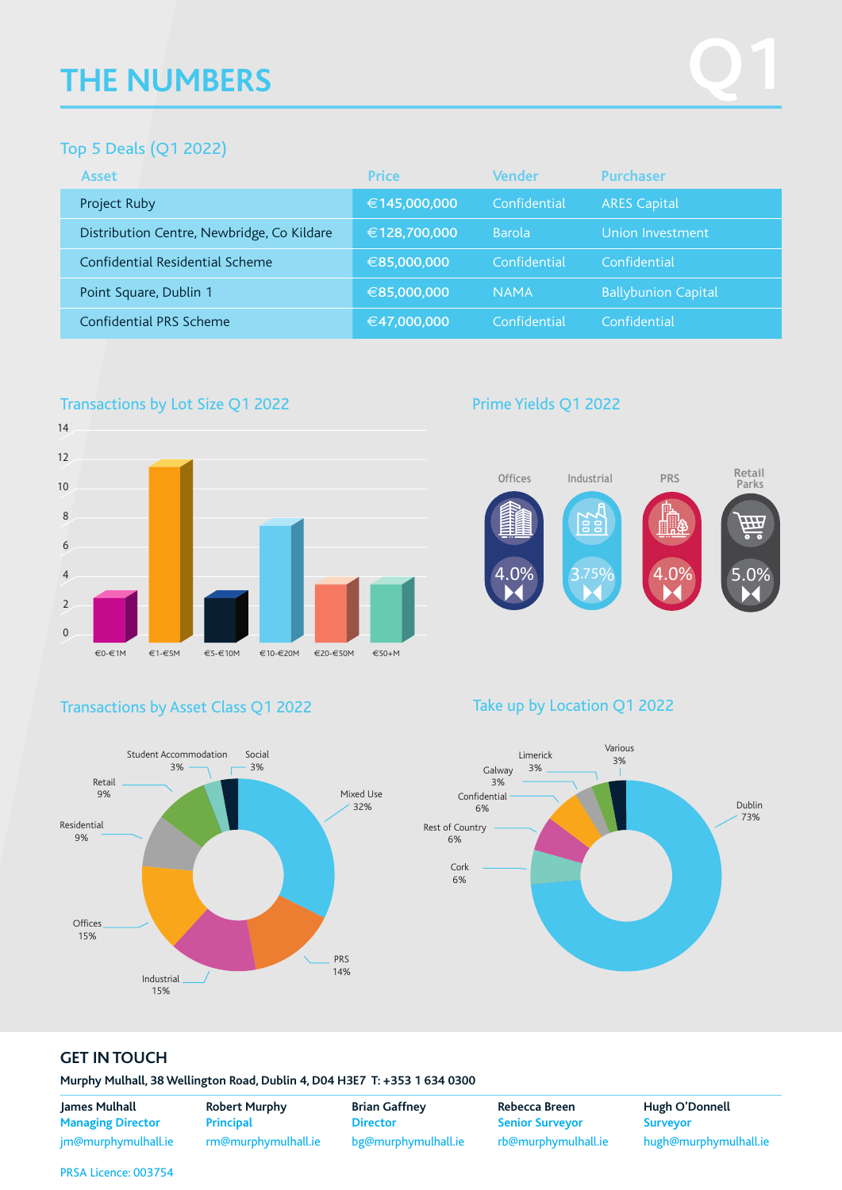# THE NUMBERS

Q1

## Top 5 Deals (Q1 2022)

| Asset | Price | Vender | Purchaser |
|---|---|---|---|
| Project Ruby | €145,000,000 | Confidential | ARES Capital |
| Distribution Centre, Newbridge, Co Kildare | €128,700,000 | Barola | Union Investment |
| Confidential Residential Scheme | €85,000,000 | Confidential | Confidential |
| Point Square, Dublin 1 | €85,000,000 | NAMA | Ballybunion Capital |
| Confidential PRS Scheme | €47,000,000 | Confidential | Confidential |

## Transactions by Lot Size Q1 2022

14
12
10
8
6
4
2
0

€0-€1M
€1-€5M
€5-€10M
€10-€20M
€20-€50M
€50+M

## Prime Yields Q1 2022

Offices 4.0%
Industrial 3.75%
PRS 4.0%
Retail Parks 5.0%

## Transactions by Asset Class Q1 2022

Student Accommodation 3%
Social 3%
Retail 9%
Mixed Use 32%
Residential 9%
Offices 15%
PRS 14%
Industrial 15%

## Take up by Location Q1 2022

Limerick 3%
Various 3%
Galway 3%
Confidential 6%
Dublin 73%
Rest of Country 6%
Cork 6%

## GET IN TOUCH

**Murphy Mulhall, 38 Wellington Road, Dublin 4, D04 H3E7 T: +353 1 634 0300**

**James Mulhall**
Managing Director
jm@murphymulhall.ie

**Robert Murphy**
Principal
rm@murphymulhall.ie

**Brian Gaffney**
Director
bg@murphymulhall.ie

**Rebecca Breen**
Senior Surveyor
rb@murphymulhall.ie

**Hugh O'Donnell**
Surveyor
hugh@murphymulhall.ie

PRSA Licence: 003754